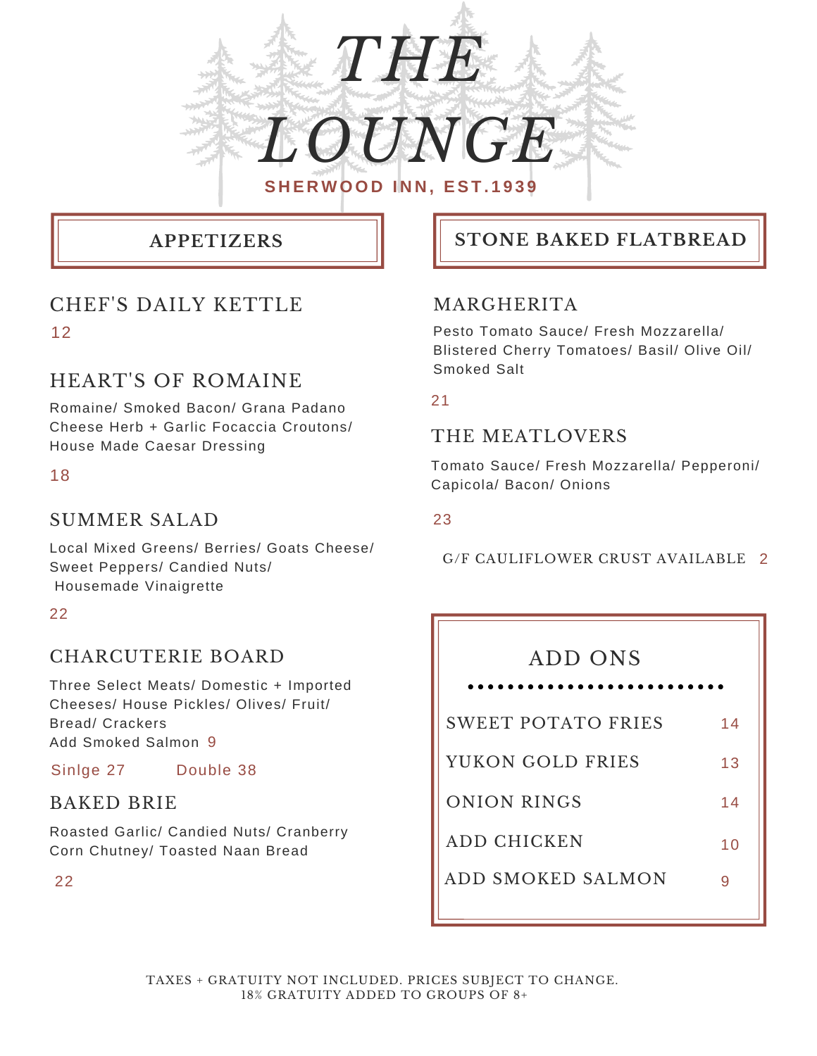# THE LOUNGE

**SHERWOOD INN, EST.1939**

## APPETIZERS

### CHEF'S DAILY KETTLE

12

### HEART'S OF ROMAINE

Romaine/ Smoked Bacon/ Grana Padano Cheese Herb + Garlic Focaccia Croutons/ House Made Caesar Dressing

18

### SUMMER SALAD

Local Mixed Greens/ Berries/ Goats Cheese/ Sweet Peppers/ Candied Nuts/ Housemade Vinaigrette

22

### CHARCUTERIE BOARD

Three Select Meats/ Domestic + Imported Cheeses/ House Pickles/ Olives/ Fruit/ Bread/ Crackers
Add Smoked Salmon 9

Sinlge 27 Double 38

### BAKED BRIE

Roasted Garlic/ Candied Nuts/ Cranberry Corn Chutney/ Toasted Naan Bread

22

## STONE BAKED FLATBREAD

### MARGHERITA

Pesto Tomato Sauce/ Fresh Mozzarella/ Blistered Cherry Tomatoes/ Basil/ Olive Oil/ Smoked Salt

21

### THE MEATLOVERS

Tomato Sauce/ Fresh Mozzarella/ Pepperoni/ Capicola/ Bacon/ Onions

23

G/F CAULIFLOWER CRUST AVAILABLE 2

## ADD ONS

| Item | Price |
|---|---|
| SWEET POTATO FRIES | 14 |
| YUKON GOLD FRIES | 13 |
| ONION RINGS | 14 |
| ADD CHICKEN | 10 |
| ADD SMOKED SALMON | 9 |

TAXES + GRATUITY NOT INCLUDED. PRICES SUBJECT TO CHANGE.
18% GRATUITY ADDED TO GROUPS OF 8+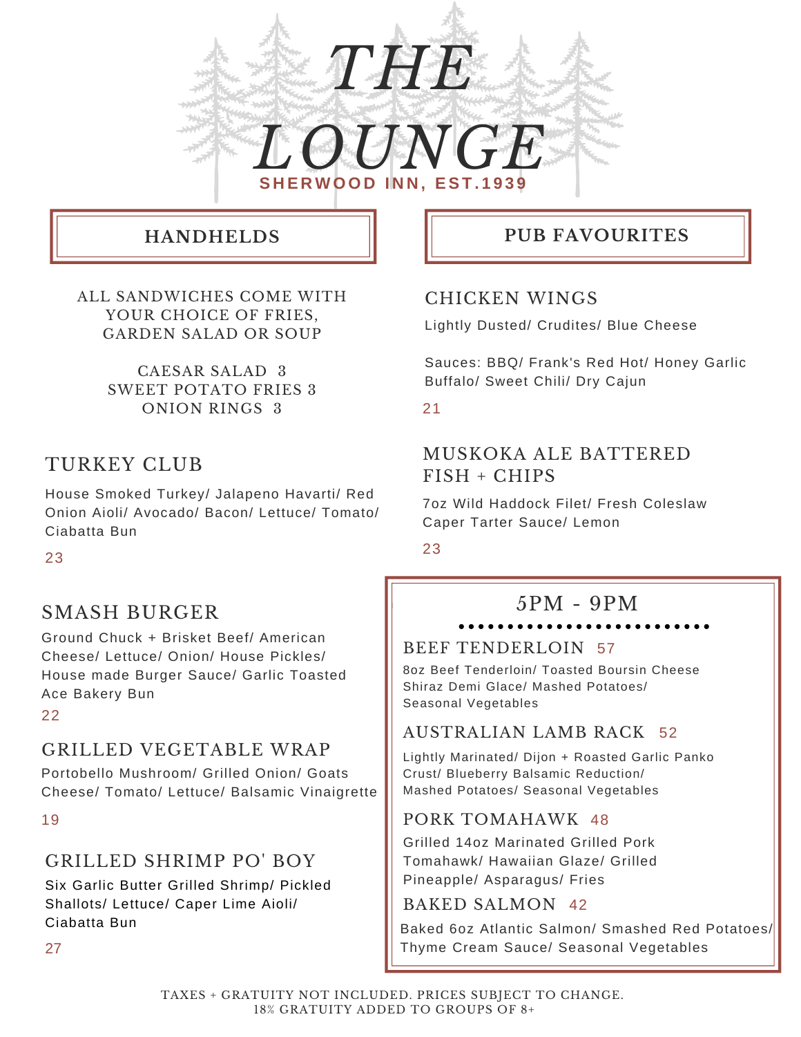# THE LOUNGE

SHERWOOD INN, EST.1939

## HANDHELDS

ALL SANDWICHES COME WITH YOUR CHOICE OF FRIES, GARDEN SALAD OR SOUP

CAESAR SALAD 3
SWEET POTATO FRIES 3
ONION RINGS 3

### TURKEY CLUB

House Smoked Turkey/ Jalapeno Havarti/ Red Onion Aioli/ Avocado/ Bacon/ Lettuce/ Tomato/ Ciabatta Bun

23

### SMASH BURGER

Ground Chuck + Brisket Beef/ American Cheese/ Lettuce/ Onion/ House Pickles/ House made Burger Sauce/ Garlic Toasted Ace Bakery Bun

22

### GRILLED VEGETABLE WRAP

Portobello Mushroom/ Grilled Onion/ Goats Cheese/ Tomato/ Lettuce/ Balsamic Vinaigrette

19

### GRILLED SHRIMP PO' BOY

Six Garlic Butter Grilled Shrimp/ Pickled Shallots/ Lettuce/ Caper Lime Aioli/ Ciabatta Bun

27

## PUB FAVOURITES

### CHICKEN WINGS

Lightly Dusted/ Crudites/ Blue Cheese

Sauces: BBQ/ Frank's Red Hot/ Honey Garlic Buffalo/ Sweet Chili/ Dry Cajun

21

### MUSKOKA ALE BATTERED FISH + CHIPS

7oz Wild Haddock Filet/ Fresh Coleslaw Caper Tarter Sauce/ Lemon

23

## 5PM - 9PM

### BEEF TENDERLOIN 57

8oz Beef Tenderloin/ Toasted Boursin Cheese Shiraz Demi Glace/ Mashed Potatoes/ Seasonal Vegetables

### AUSTRALIAN LAMB RACK 52

Lightly Marinated/ Dijon + Roasted Garlic Panko Crust/ Blueberry Balsamic Reduction/ Mashed Potatoes/ Seasonal Vegetables

### PORK TOMAHAWK 48

Grilled 14oz Marinated Grilled Pork Tomahawk/ Hawaiian Glaze/ Grilled Pineapple/ Asparagus/ Fries

### BAKED SALMON 42

Baked 6oz Atlantic Salmon/ Smashed Red Potatoes/ Thyme Cream Sauce/ Seasonal Vegetables

TAXES + GRATUITY NOT INCLUDED. PRICES SUBJECT TO CHANGE.
18% GRATUITY ADDED TO GROUPS OF 8+